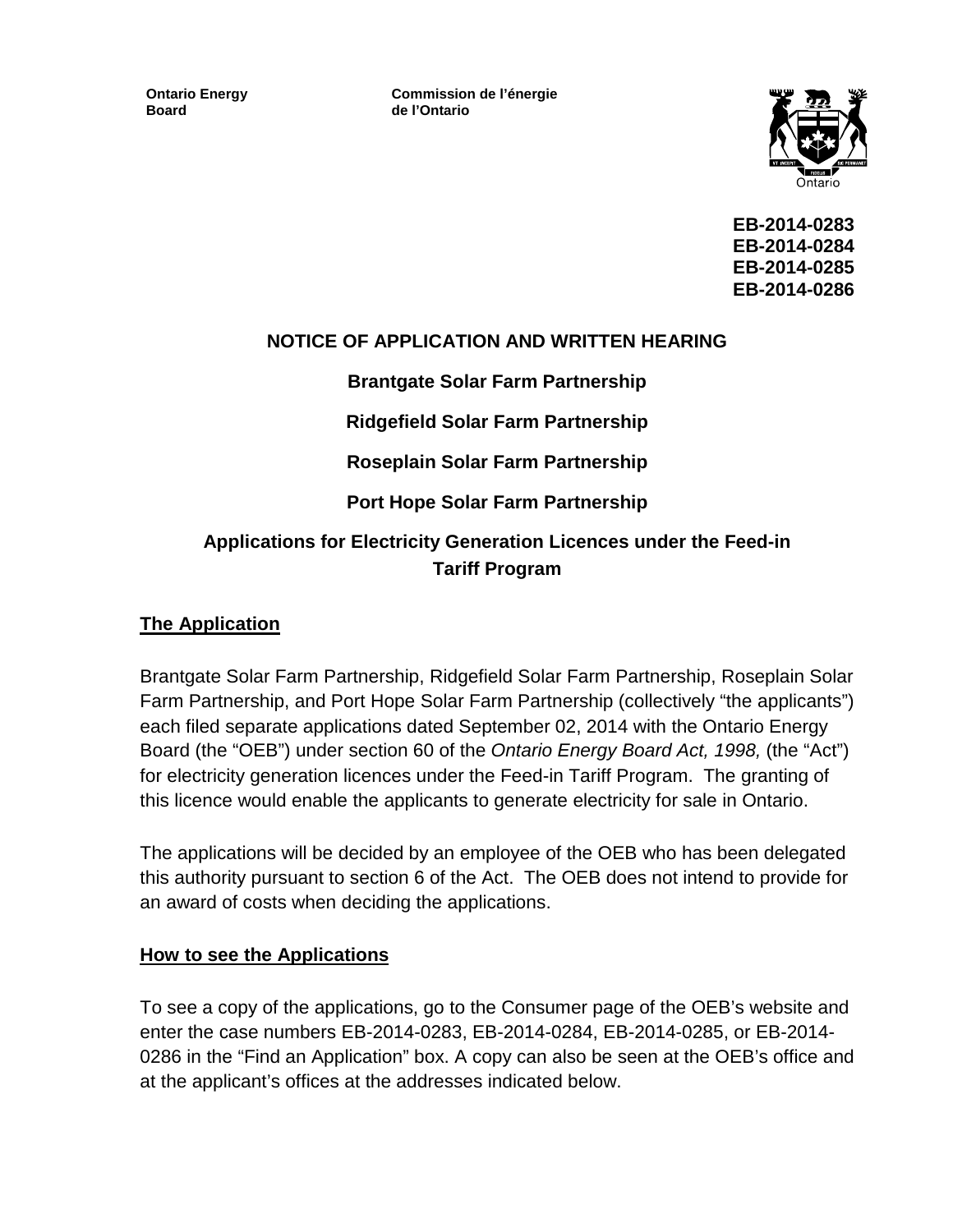**Ontario Energy Board**

**Commission de l'énergie de l'Ontario**

**EB-2014-0283**
**EB-2014-0284**
**EB-2014-0285**
**EB-2014-0286**

# NOTICE OF APPLICATION AND WRITTEN HEARING

## Brantgate Solar Farm Partnership

## Ridgefield Solar Farm Partnership

## Roseplain Solar Farm Partnership

## Port Hope Solar Farm Partnership

## Applications for Electricity Generation Licences under the Feed-in Tariff Program

### The Application

Brantgate Solar Farm Partnership, Ridgefield Solar Farm Partnership, Roseplain Solar Farm Partnership, and Port Hope Solar Farm Partnership (collectively "the applicants") each filed separate applications dated September 02, 2014 with the Ontario Energy Board (the "OEB") under section 60 of the *Ontario Energy Board Act, 1998,* (the "Act") for electricity generation licences under the Feed-in Tariff Program. The granting of this licence would enable the applicants to generate electricity for sale in Ontario.

The applications will be decided by an employee of the OEB who has been delegated this authority pursuant to section 6 of the Act. The OEB does not intend to provide for an award of costs when deciding the applications.

### How to see the Applications

To see a copy of the applications, go to the Consumer page of the OEB's website and enter the case numbers EB-2014-0283, EB-2014-0284, EB-2014-0285, or EB-2014-0286 in the "Find an Application" box. A copy can also be seen at the OEB's office and at the applicant's offices at the addresses indicated below.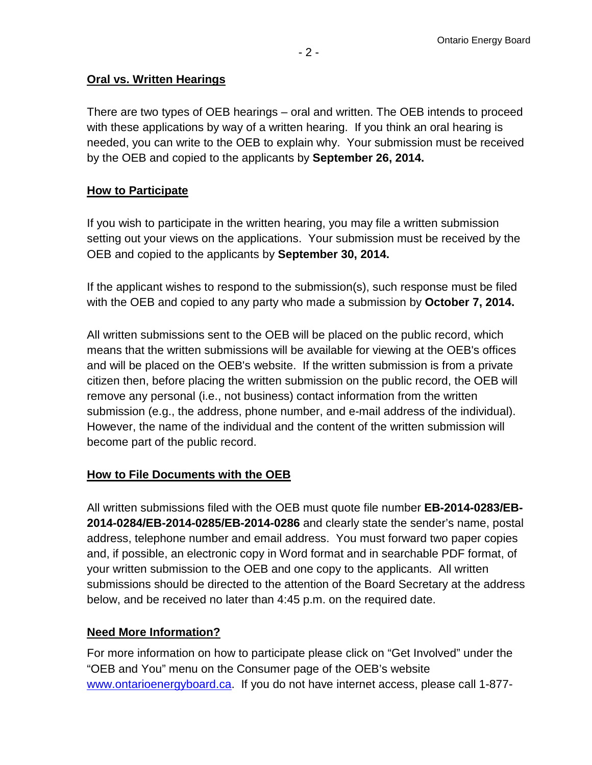## Oral vs. Written Hearings

There are two types of OEB hearings – oral and written. The OEB intends to proceed with these applications by way of a written hearing. If you think an oral hearing is needed, you can write to the OEB to explain why. Your submission must be received by the OEB and copied to the applicants by **September 26, 2014.**

## How to Participate

If you wish to participate in the written hearing, you may file a written submission setting out your views on the applications. Your submission must be received by the OEB and copied to the applicants by **September 30, 2014.**

If the applicant wishes to respond to the submission(s), such response must be filed with the OEB and copied to any party who made a submission by **October 7, 2014.**

All written submissions sent to the OEB will be placed on the public record, which means that the written submissions will be available for viewing at the OEB's offices and will be placed on the OEB's website. If the written submission is from a private citizen then, before placing the written submission on the public record, the OEB will remove any personal (i.e., not business) contact information from the written submission (e.g., the address, phone number, and e-mail address of the individual). However, the name of the individual and the content of the written submission will become part of the public record.

## How to File Documents with the OEB

All written submissions filed with the OEB must quote file number **EB-2014-0283/EB-2014-0284/EB-2014-0285/EB-2014-0286** and clearly state the sender's name, postal address, telephone number and email address. You must forward two paper copies and, if possible, an electronic copy in Word format and in searchable PDF format, of your written submission to the OEB and one copy to the applicants. All written submissions should be directed to the attention of the Board Secretary at the address below, and be received no later than 4:45 p.m. on the required date.

## Need More Information?

For more information on how to participate please click on "Get Involved" under the "OEB and You" menu on the Consumer page of the OEB's website www.ontarioenergyboard.ca. If you do not have internet access, please call 1-877-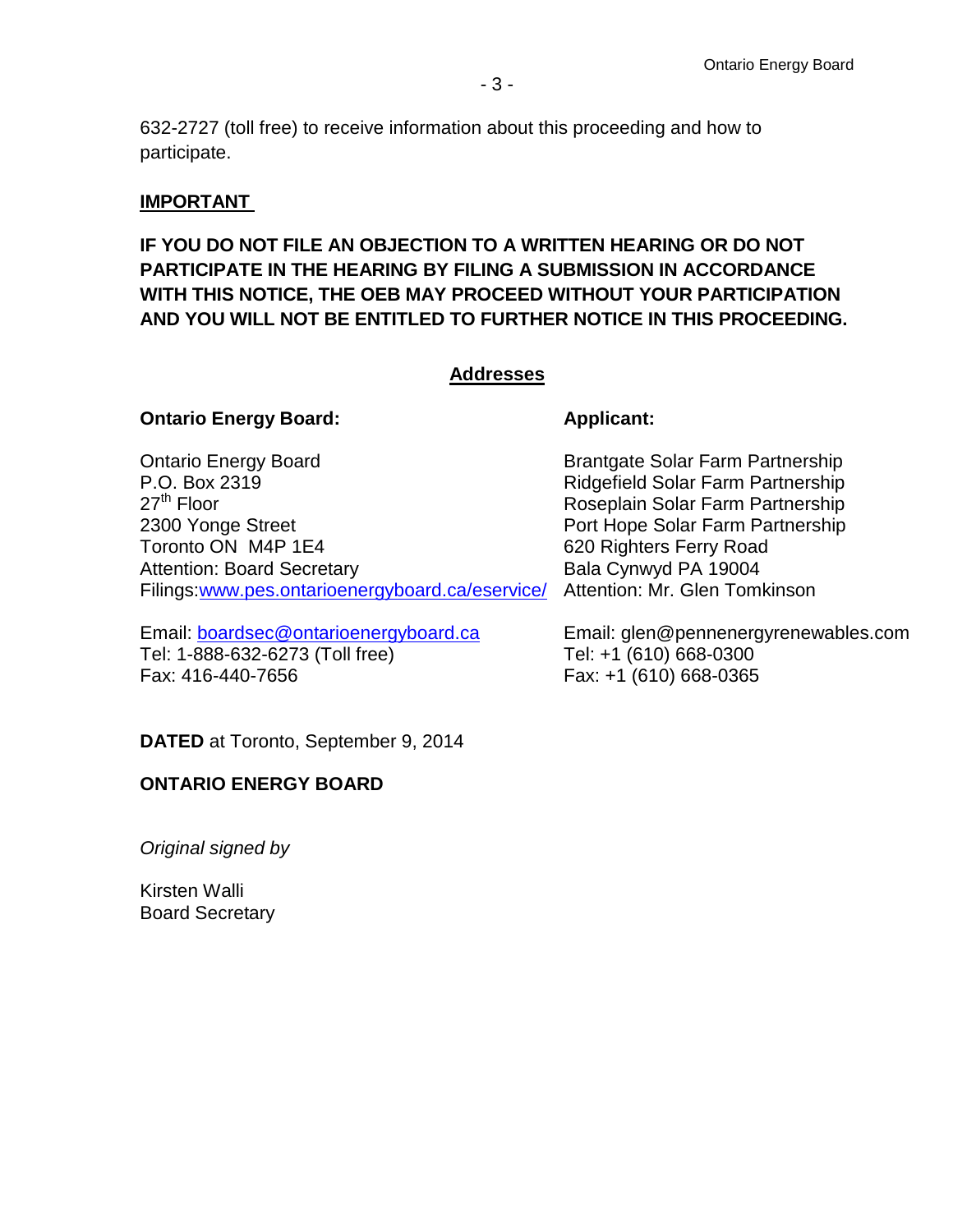632-2727 (toll free) to receive information about this proceeding and how to participate.

**IMPORTANT**

**IF YOU DO NOT FILE AN OBJECTION TO A WRITTEN HEARING OR DO NOT PARTICIPATE IN THE HEARING BY FILING A SUBMISSION IN ACCORDANCE WITH THIS NOTICE, THE OEB MAY PROCEED WITHOUT YOUR PARTICIPATION AND YOU WILL NOT BE ENTITLED TO FURTHER NOTICE IN THIS PROCEEDING.**

## Addresses

**Ontario Energy Board:**

Ontario Energy Board
P.O. Box 2319
27th Floor
2300 Yonge Street
Toronto ON M4P 1E4
Attention: Board Secretary
Filings: www.pes.ontarioenergyboard.ca/eservice/

Email: boardsec@ontarioenergyboard.ca
Tel: 1-888-632-6273 (Toll free)
Fax: 416-440-7656

**Applicant:**

Brantgate Solar Farm Partnership
Ridgefield Solar Farm Partnership
Roseplain Solar Farm Partnership
Port Hope Solar Farm Partnership
620 Righters Ferry Road
Bala Cynwyd PA 19004
Attention: Mr. Glen Tomkinson

Email: glen@pennenergyrenewables.com
Tel: +1 (610) 668-0300
Fax: +1 (610) 668-0365

**DATED** at Toronto, September 9, 2014

**ONTARIO ENERGY BOARD**

*Original signed by*

Kirsten Walli
Board Secretary